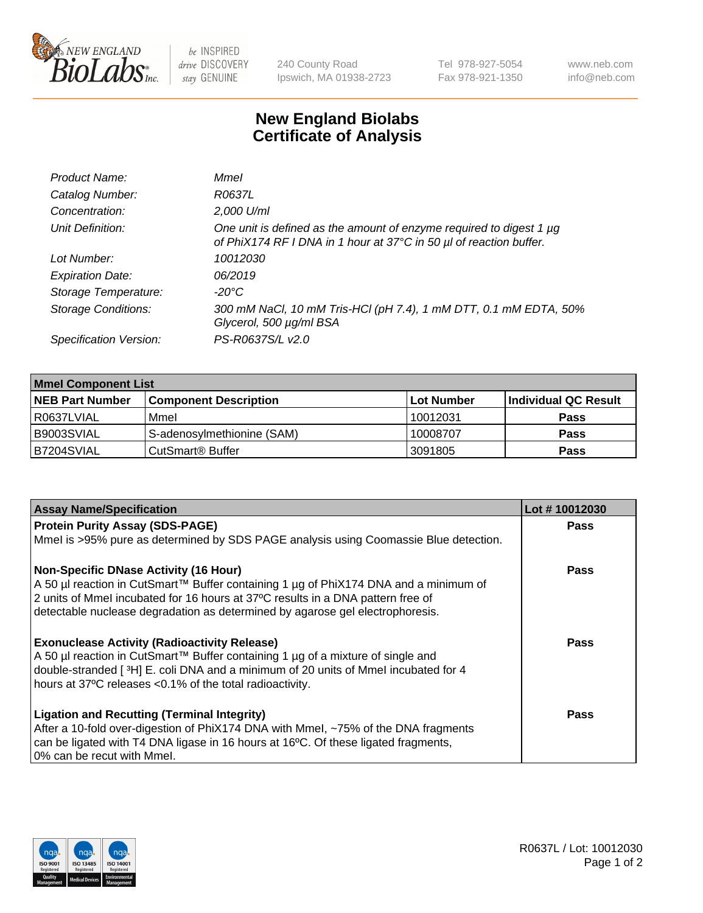# New England Biolabs Certificate of Analysis

| | |
|---|---|
| *Product Name:* | *MmeI* |
| *Catalog Number:* | *R0637L* |
| *Concentration:* | *2,000 U/ml* |
| *Unit Definition:* | *One unit is defined as the amount of enzyme required to digest 1 µg of PhiX174 RF I DNA in 1 hour at 37°C in 50 µl of reaction buffer.* |
| *Lot Number:* | *10012030* |
| *Expiration Date:* | *06/2019* |
| *Storage Temperature:* | *-20°C* |
| *Storage Conditions:* | *300 mM NaCl, 10 mM Tris-HCl (pH 7.4), 1 mM DTT, 0.1 mM EDTA, 50% Glycerol, 500 µg/ml BSA* |
| *Specification Version:* | *PS-R0637S/L v2.0* |

| MmeI Component List | | | |
|---|---|---|---|
| **NEB Part Number** | **Component Description** | **Lot Number** | **Individual QC Result** |
| R0637LVIAL | MmeI | 10012031 | **Pass** |
| B9003SVIAL | S-adenosylmethionine (SAM) | 10008707 | **Pass** |
| B7204SVIAL | CutSmart® Buffer | 3091805 | **Pass** |

| Assay Name/Specification | Lot # 10012030 |
|---|---|
| **Protein Purity Assay (SDS-PAGE)** MmeI is >95% pure as determined by SDS PAGE analysis using Coomassie Blue detection. | **Pass** |
| **Non-Specific DNase Activity (16 Hour)** A 50 µl reaction in CutSmart™ Buffer containing 1 µg of PhiX174 DNA and a minimum of 2 units of MmeI incubated for 16 hours at 37ºC results in a DNA pattern free of detectable nuclease degradation as determined by agarose gel electrophoresis. | **Pass** |
| **Exonuclease Activity (Radioactivity Release)** A 50 µl reaction in CutSmart™ Buffer containing 1 µg of a mixture of single and double-stranded [ $^3$H] E. coli DNA and a minimum of 20 units of MmeI incubated for 4 hours at 37ºC releases <0.1% of the total radioactivity. | **Pass** |
| **Ligation and Recutting (Terminal Integrity)** After a 10-fold over-digestion of PhiX174 DNA with MmeI, ~75% of the DNA fragments can be ligated with T4 DNA ligase in 16 hours at 16ºC. Of these ligated fragments, 0% can be recut with MmeI. | **Pass** |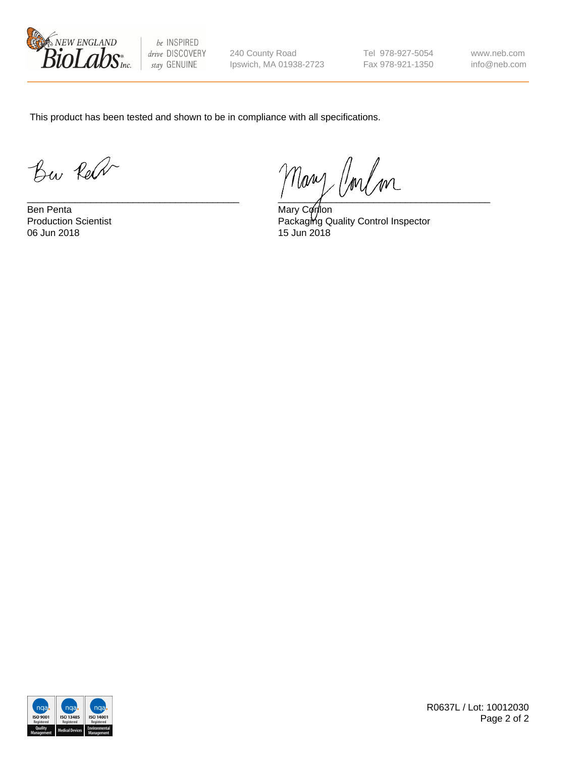This product has been tested and shown to be in compliance with all specifications.

Ben Penta
Production Scientist
06 Jun 2018

Mary Conlon
Packaging Quality Control Inspector
15 Jun 2018

R0637L / Lot: 10012030